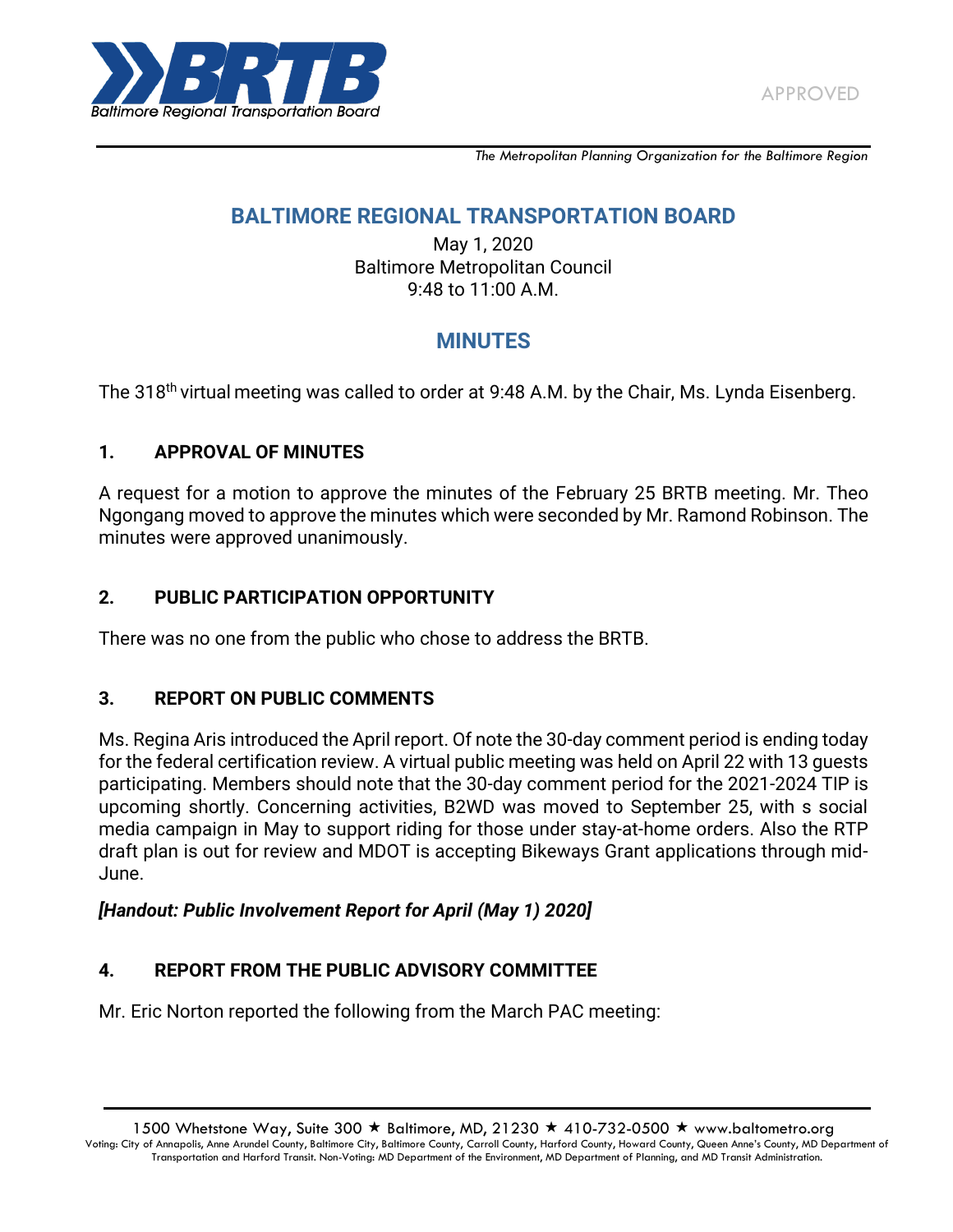APPROVED

*The Metropolitan Planning Organization for the Baltimore Region*

# BALTIMORE REGIONAL TRANSPORTATION BOARD

May 1, 2020
Baltimore Metropolitan Council
9:48 to 11:00 A.M.

## MINUTES

The 318th virtual meeting was called to order at 9:48 A.M. by the Chair, Ms. Lynda Eisenberg.

### 1. APPROVAL OF MINUTES

A request for a motion to approve the minutes of the February 25 BRTB meeting. Mr. Theo Ngongang moved to approve the minutes which were seconded by Mr. Ramond Robinson. The minutes were approved unanimously.

### 2. PUBLIC PARTICIPATION OPPORTUNITY

There was no one from the public who chose to address the BRTB.

### 3. REPORT ON PUBLIC COMMENTS

Ms. Regina Aris introduced the April report. Of note the 30-day comment period is ending today for the federal certification review. A virtual public meeting was held on April 22 with 13 guests participating. Members should note that the 30-day comment period for the 2021-2024 TIP is upcoming shortly. Concerning activities, B2WD was moved to September 25, with s social media campaign in May to support riding for those under stay-at-home orders. Also the RTP draft plan is out for review and MDOT is accepting Bikeways Grant applications through mid-June.

***[Handout: Public Involvement Report for April (May 1) 2020]***

### 4. REPORT FROM THE PUBLIC ADVISORY COMMITTEE

Mr. Eric Norton reported the following from the March PAC meeting: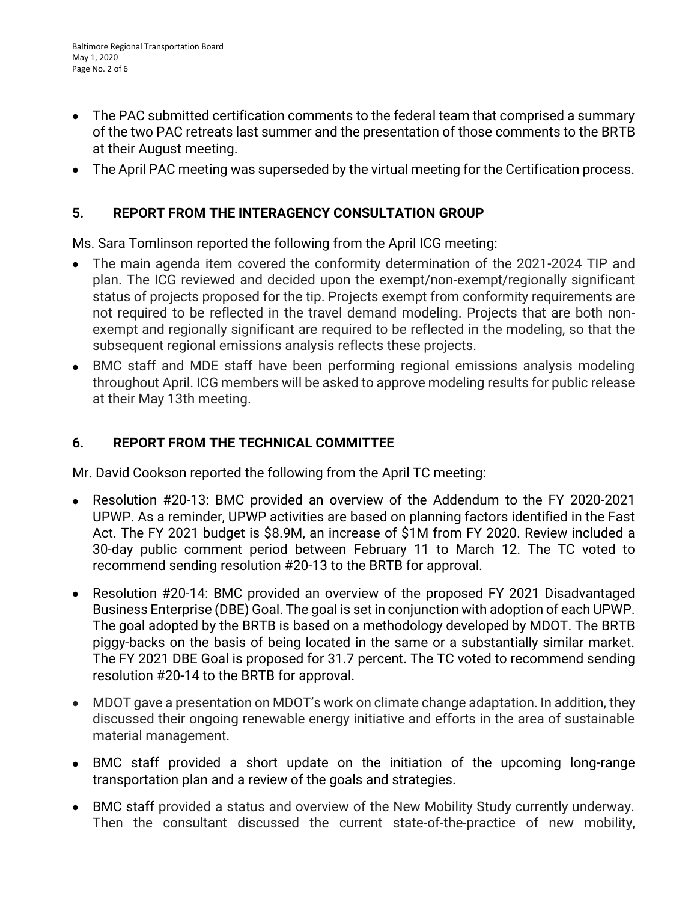- The PAC submitted certification comments to the federal team that comprised a summary of the two PAC retreats last summer and the presentation of those comments to the BRTB at their August meeting.
- The April PAC meeting was superseded by the virtual meeting for the Certification process.

## 5. REPORT FROM THE INTERAGENCY CONSULTATION GROUP

Ms. Sara Tomlinson reported the following from the April ICG meeting:

- The main agenda item covered the conformity determination of the 2021-2024 TIP and plan. The ICG reviewed and decided upon the exempt/non-exempt/regionally significant status of projects proposed for the tip. Projects exempt from conformity requirements are not required to be reflected in the travel demand modeling. Projects that are both non-exempt and regionally significant are required to be reflected in the modeling, so that the subsequent regional emissions analysis reflects these projects.
- BMC staff and MDE staff have been performing regional emissions analysis modeling throughout April. ICG members will be asked to approve modeling results for public release at their May 13th meeting.

## 6. REPORT FROM THE TECHNICAL COMMITTEE

Mr. David Cookson reported the following from the April TC meeting:

- Resolution #20-13: BMC provided an overview of the Addendum to the FY 2020-2021 UPWP. As a reminder, UPWP activities are based on planning factors identified in the Fast Act. The FY 2021 budget is $8.9M, an increase of $1M from FY 2020. Review included a 30-day public comment period between February 11 to March 12. The TC voted to recommend sending resolution #20-13 to the BRTB for approval.
- Resolution #20-14: BMC provided an overview of the proposed FY 2021 Disadvantaged Business Enterprise (DBE) Goal. The goal is set in conjunction with adoption of each UPWP. The goal adopted by the BRTB is based on a methodology developed by MDOT. The BRTB piggy-backs on the basis of being located in the same or a substantially similar market. The FY 2021 DBE Goal is proposed for 31.7 percent. The TC voted to recommend sending resolution #20-14 to the BRTB for approval.
- MDOT gave a presentation on MDOT's work on climate change adaptation. In addition, they discussed their ongoing renewable energy initiative and efforts in the area of sustainable material management.
- BMC staff provided a short update on the initiation of the upcoming long-range transportation plan and a review of the goals and strategies.
- BMC staff provided a status and overview of the New Mobility Study currently underway. Then the consultant discussed the current state-of-the-practice of new mobility,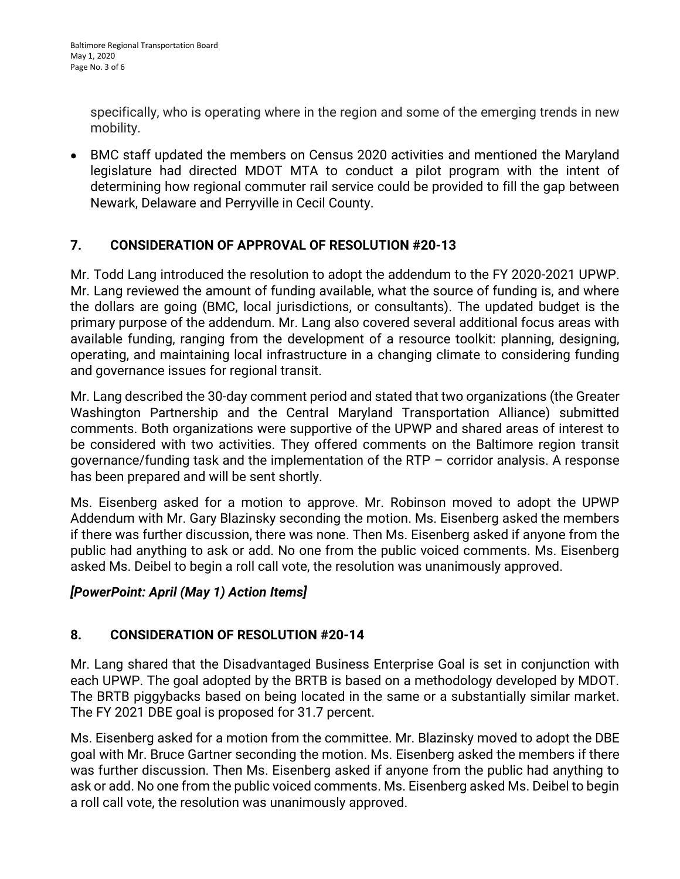specifically, who is operating where in the region and some of the emerging trends in new mobility.

- BMC staff updated the members on Census 2020 activities and mentioned the Maryland legislature had directed MDOT MTA to conduct a pilot program with the intent of determining how regional commuter rail service could be provided to fill the gap between Newark, Delaware and Perryville in Cecil County.

## 7. CONSIDERATION OF APPROVAL OF RESOLUTION #20-13

Mr. Todd Lang introduced the resolution to adopt the addendum to the FY 2020-2021 UPWP. Mr. Lang reviewed the amount of funding available, what the source of funding is, and where the dollars are going (BMC, local jurisdictions, or consultants). The updated budget is the primary purpose of the addendum. Mr. Lang also covered several additional focus areas with available funding, ranging from the development of a resource toolkit: planning, designing, operating, and maintaining local infrastructure in a changing climate to considering funding and governance issues for regional transit.

Mr. Lang described the 30-day comment period and stated that two organizations (the Greater Washington Partnership and the Central Maryland Transportation Alliance) submitted comments. Both organizations were supportive of the UPWP and shared areas of interest to be considered with two activities. They offered comments on the Baltimore region transit governance/funding task and the implementation of the RTP – corridor analysis. A response has been prepared and will be sent shortly.

Ms. Eisenberg asked for a motion to approve. Mr. Robinson moved to adopt the UPWP Addendum with Mr. Gary Blazinsky seconding the motion. Ms. Eisenberg asked the members if there was further discussion, there was none. Then Ms. Eisenberg asked if anyone from the public had anything to ask or add. No one from the public voiced comments. Ms. Eisenberg asked Ms. Deibel to begin a roll call vote, the resolution was unanimously approved.

***[PowerPoint: April (May 1) Action Items]***

## 8. CONSIDERATION OF RESOLUTION #20-14

Mr. Lang shared that the Disadvantaged Business Enterprise Goal is set in conjunction with each UPWP. The goal adopted by the BRTB is based on a methodology developed by MDOT. The BRTB piggybacks based on being located in the same or a substantially similar market. The FY 2021 DBE goal is proposed for 31.7 percent.

Ms. Eisenberg asked for a motion from the committee. Mr. Blazinsky moved to adopt the DBE goal with Mr. Bruce Gartner seconding the motion. Ms. Eisenberg asked the members if there was further discussion. Then Ms. Eisenberg asked if anyone from the public had anything to ask or add. No one from the public voiced comments. Ms. Eisenberg asked Ms. Deibel to begin a roll call vote, the resolution was unanimously approved.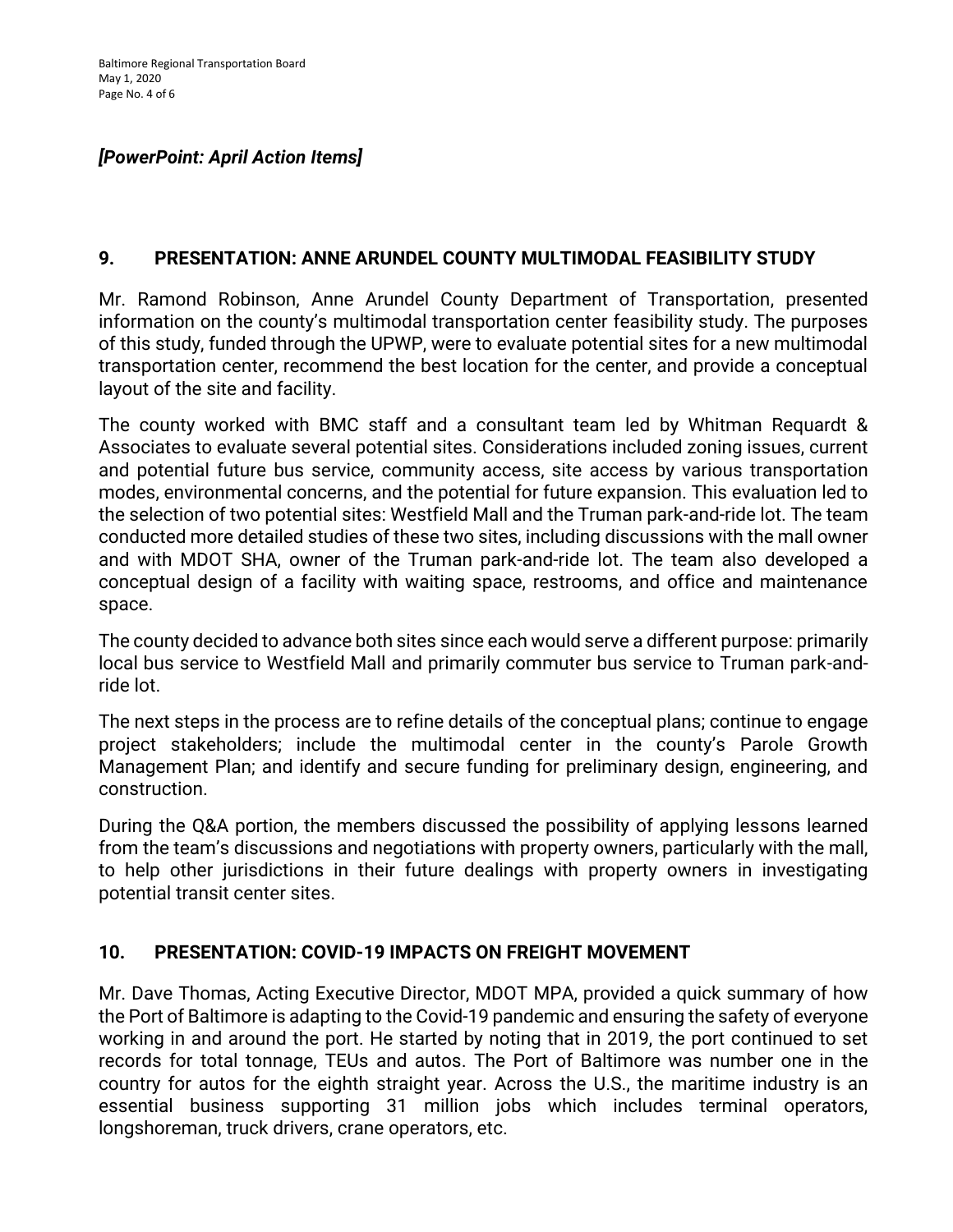*[PowerPoint: April Action Items]*

## 9. PRESENTATION: ANNE ARUNDEL COUNTY MULTIMODAL FEASIBILITY STUDY

Mr. Ramond Robinson, Anne Arundel County Department of Transportation, presented information on the county's multimodal transportation center feasibility study. The purposes of this study, funded through the UPWP, were to evaluate potential sites for a new multimodal transportation center, recommend the best location for the center, and provide a conceptual layout of the site and facility.

The county worked with BMC staff and a consultant team led by Whitman Requardt & Associates to evaluate several potential sites. Considerations included zoning issues, current and potential future bus service, community access, site access by various transportation modes, environmental concerns, and the potential for future expansion. This evaluation led to the selection of two potential sites: Westfield Mall and the Truman park-and-ride lot. The team conducted more detailed studies of these two sites, including discussions with the mall owner and with MDOT SHA, owner of the Truman park-and-ride lot. The team also developed a conceptual design of a facility with waiting space, restrooms, and office and maintenance space.

The county decided to advance both sites since each would serve a different purpose: primarily local bus service to Westfield Mall and primarily commuter bus service to Truman park-and-ride lot.

The next steps in the process are to refine details of the conceptual plans; continue to engage project stakeholders; include the multimodal center in the county's Parole Growth Management Plan; and identify and secure funding for preliminary design, engineering, and construction.

During the Q&A portion, the members discussed the possibility of applying lessons learned from the team's discussions and negotiations with property owners, particularly with the mall, to help other jurisdictions in their future dealings with property owners in investigating potential transit center sites.

## 10. PRESENTATION: COVID-19 IMPACTS ON FREIGHT MOVEMENT

Mr. Dave Thomas, Acting Executive Director, MDOT MPA, provided a quick summary of how the Port of Baltimore is adapting to the Covid-19 pandemic and ensuring the safety of everyone working in and around the port. He started by noting that in 2019, the port continued to set records for total tonnage, TEUs and autos. The Port of Baltimore was number one in the country for autos for the eighth straight year. Across the U.S., the maritime industry is an essential business supporting 31 million jobs which includes terminal operators, longshoreman, truck drivers, crane operators, etc.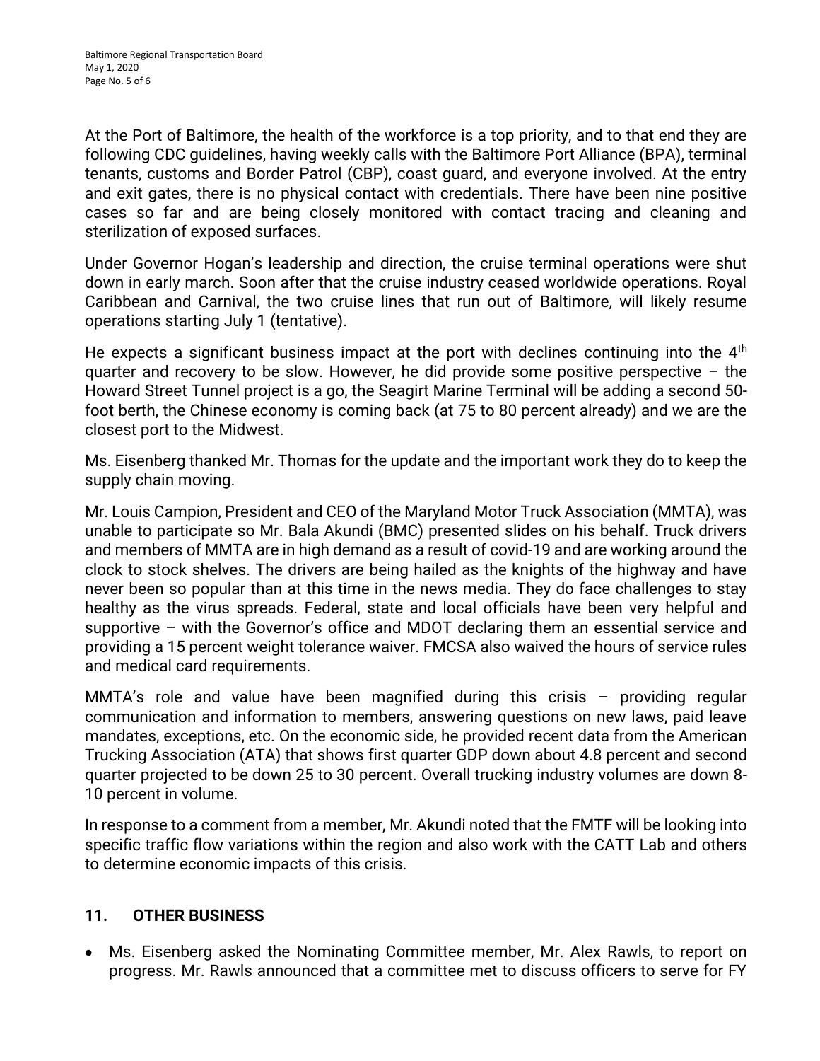At the Port of Baltimore, the health of the workforce is a top priority, and to that end they are following CDC guidelines, having weekly calls with the Baltimore Port Alliance (BPA), terminal tenants, customs and Border Patrol (CBP), coast guard, and everyone involved. At the entry and exit gates, there is no physical contact with credentials. There have been nine positive cases so far and are being closely monitored with contact tracing and cleaning and sterilization of exposed surfaces.

Under Governor Hogan's leadership and direction, the cruise terminal operations were shut down in early march. Soon after that the cruise industry ceased worldwide operations. Royal Caribbean and Carnival, the two cruise lines that run out of Baltimore, will likely resume operations starting July 1 (tentative).

He expects a significant business impact at the port with declines continuing into the 4th quarter and recovery to be slow. However, he did provide some positive perspective – the Howard Street Tunnel project is a go, the Seagirt Marine Terminal will be adding a second 50-foot berth, the Chinese economy is coming back (at 75 to 80 percent already) and we are the closest port to the Midwest.

Ms. Eisenberg thanked Mr. Thomas for the update and the important work they do to keep the supply chain moving.

Mr. Louis Campion, President and CEO of the Maryland Motor Truck Association (MMTA), was unable to participate so Mr. Bala Akundi (BMC) presented slides on his behalf. Truck drivers and members of MMTA are in high demand as a result of covid-19 and are working around the clock to stock shelves. The drivers are being hailed as the knights of the highway and have never been so popular than at this time in the news media. They do face challenges to stay healthy as the virus spreads. Federal, state and local officials have been very helpful and supportive – with the Governor's office and MDOT declaring them an essential service and providing a 15 percent weight tolerance waiver. FMCSA also waived the hours of service rules and medical card requirements.

MMTA's role and value have been magnified during this crisis – providing regular communication and information to members, answering questions on new laws, paid leave mandates, exceptions, etc. On the economic side, he provided recent data from the American Trucking Association (ATA) that shows first quarter GDP down about 4.8 percent and second quarter projected to be down 25 to 30 percent. Overall trucking industry volumes are down 8-10 percent in volume.

In response to a comment from a member, Mr. Akundi noted that the FMTF will be looking into specific traffic flow variations within the region and also work with the CATT Lab and others to determine economic impacts of this crisis.

## 11. OTHER BUSINESS

- Ms. Eisenberg asked the Nominating Committee member, Mr. Alex Rawls, to report on progress. Mr. Rawls announced that a committee met to discuss officers to serve for FY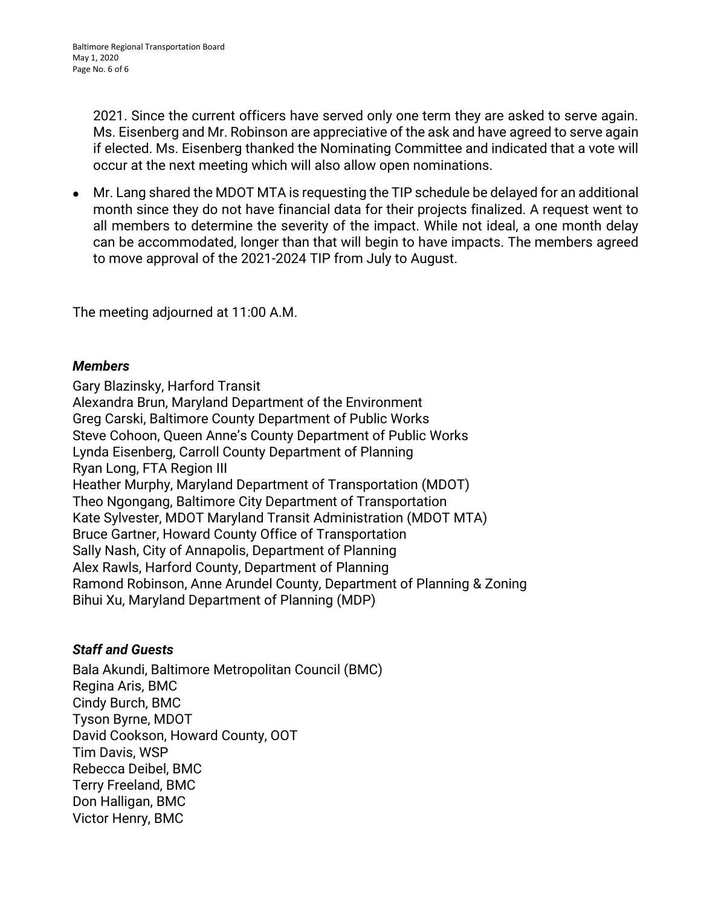2021. Since the current officers have served only one term they are asked to serve again. Ms. Eisenberg and Mr. Robinson are appreciative of the ask and have agreed to serve again if elected. Ms. Eisenberg thanked the Nominating Committee and indicated that a vote will occur at the next meeting which will also allow open nominations.

- Mr. Lang shared the MDOT MTA is requesting the TIP schedule be delayed for an additional month since they do not have financial data for their projects finalized. A request went to all members to determine the severity of the impact. While not ideal, a one month delay can be accommodated, longer than that will begin to have impacts. The members agreed to move approval of the 2021-2024 TIP from July to August.

The meeting adjourned at 11:00 A.M.

***Members***

Gary Blazinsky, Harford Transit
Alexandra Brun, Maryland Department of the Environment
Greg Carski, Baltimore County Department of Public Works
Steve Cohoon, Queen Anne's County Department of Public Works
Lynda Eisenberg, Carroll County Department of Planning
Ryan Long, FTA Region III
Heather Murphy, Maryland Department of Transportation (MDOT)
Theo Ngongang, Baltimore City Department of Transportation
Kate Sylvester, MDOT Maryland Transit Administration (MDOT MTA)
Bruce Gartner, Howard County Office of Transportation
Sally Nash, City of Annapolis, Department of Planning
Alex Rawls, Harford County, Department of Planning
Ramond Robinson, Anne Arundel County, Department of Planning & Zoning
Bihui Xu, Maryland Department of Planning (MDP)

***Staff and Guests***

Bala Akundi, Baltimore Metropolitan Council (BMC)
Regina Aris, BMC
Cindy Burch, BMC
Tyson Byrne, MDOT
David Cookson, Howard County, OOT
Tim Davis, WSP
Rebecca Deibel, BMC
Terry Freeland, BMC
Don Halligan, BMC
Victor Henry, BMC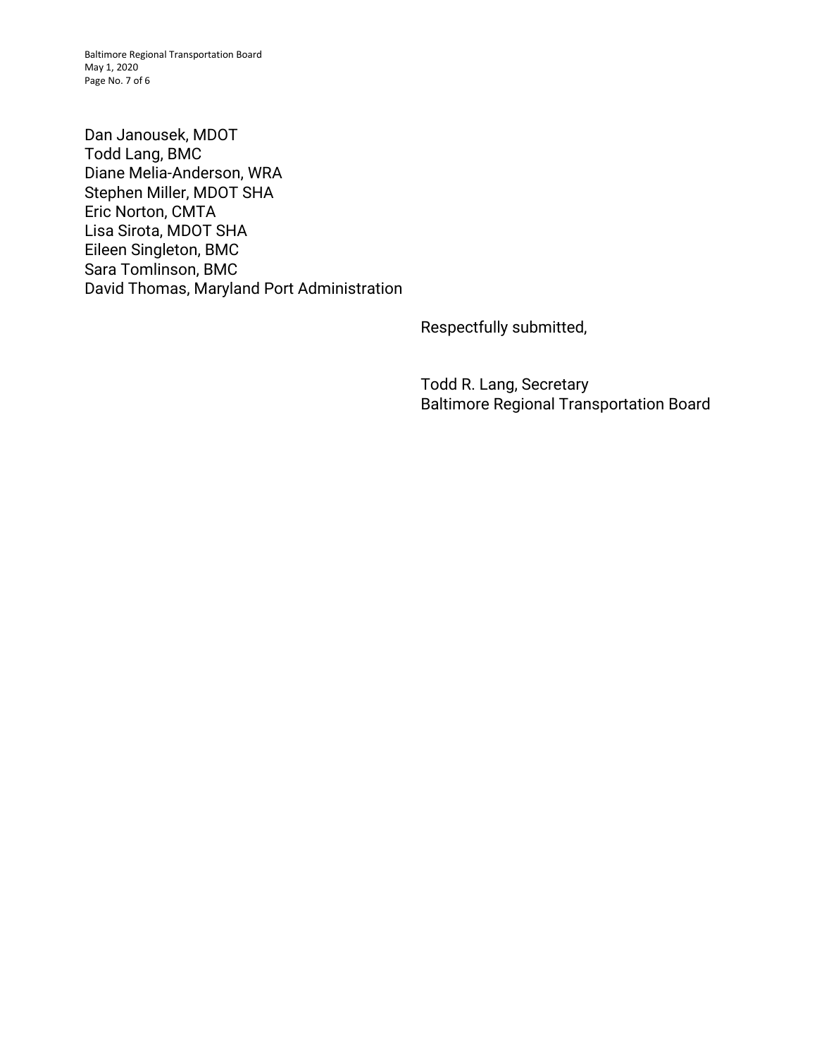Dan Janousek, MDOT
Todd Lang, BMC
Diane Melia-Anderson, WRA
Stephen Miller, MDOT SHA
Eric Norton, CMTA
Lisa Sirota, MDOT SHA
Eileen Singleton, BMC
Sara Tomlinson, BMC
David Thomas, Maryland Port Administration

Respectfully submitted,

Todd R. Lang, Secretary
Baltimore Regional Transportation Board